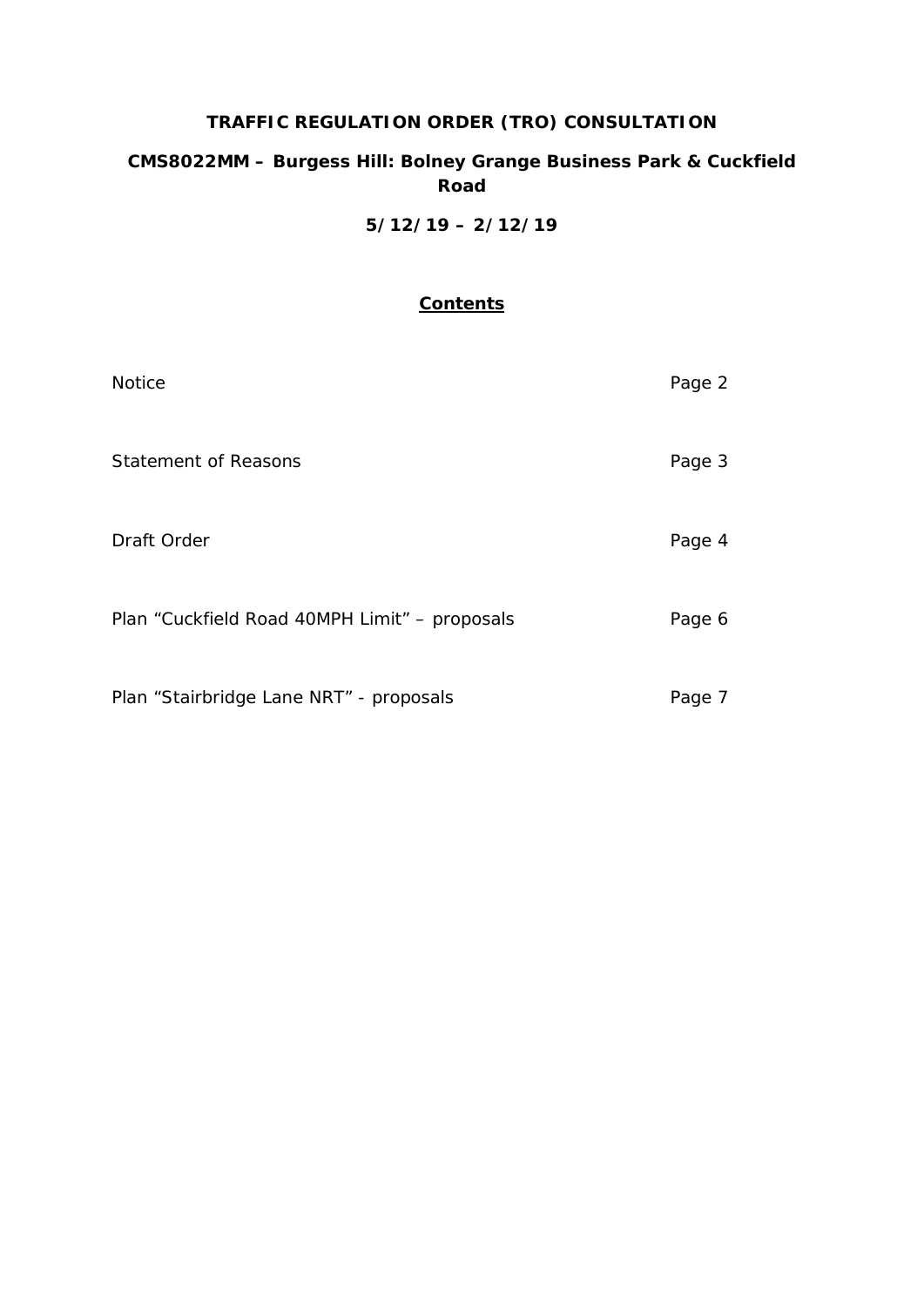**TRAFFIC REGULATION ORDER (TRO) CONSULTATION**

**CMS8022MM – Burgess Hill: Bolney Grange Business Park & Cuckfield Road**

**5/12/19 – 2/12/19**

**Contents**

| | |
|---|---|
| Notice | Page 2 |
| Statement of Reasons | Page 3 |
| Draft Order | Page 4 |
| Plan “Cuckfield Road 40MPH Limit” – proposals | Page 6 |
| Plan “Stairbridge Lane NRT” - proposals | Page 7 |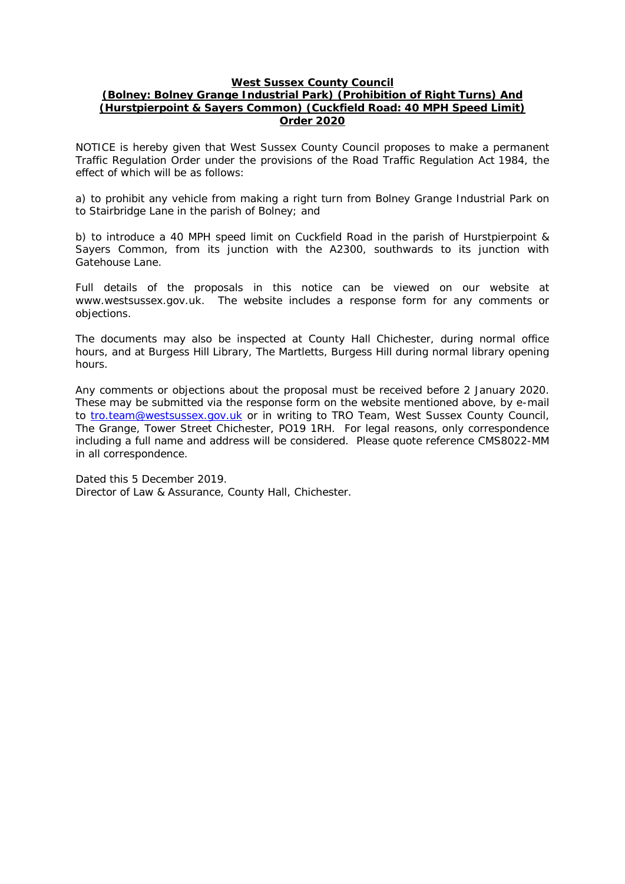**West Sussex County Council**
**(Bolney: Bolney Grange Industrial Park) (Prohibition of Right Turns) And (Hurstpierpoint & Sayers Common) (Cuckfield Road: 40 MPH Speed Limit) Order 2020**

NOTICE is hereby given that West Sussex County Council proposes to make a permanent Traffic Regulation Order under the provisions of the Road Traffic Regulation Act 1984, the effect of which will be as follows:

a) to prohibit any vehicle from making a right turn from Bolney Grange Industrial Park on to Stairbridge Lane in the parish of Bolney; and

b) to introduce a 40 MPH speed limit on Cuckfield Road in the parish of Hurstpierpoint & Sayers Common, from its junction with the A2300, southwards to its junction with Gatehouse Lane.

Full details of the proposals in this notice can be viewed on our website at www.westsussex.gov.uk. The website includes a response form for any comments or objections.

The documents may also be inspected at County Hall Chichester, during normal office hours, and at Burgess Hill Library, The Martletts, Burgess Hill during normal library opening hours.

Any comments or objections about the proposal must be received before 2 January 2020. These may be submitted via the response form on the website mentioned above, by e-mail to tro.team@westsussex.gov.uk or in writing to TRO Team, West Sussex County Council, The Grange, Tower Street Chichester, PO19 1RH. For legal reasons, only correspondence including a full name and address will be considered. Please quote reference CMS8022-MM in all correspondence.

Dated this 5 December 2019.
Director of Law & Assurance, County Hall, Chichester.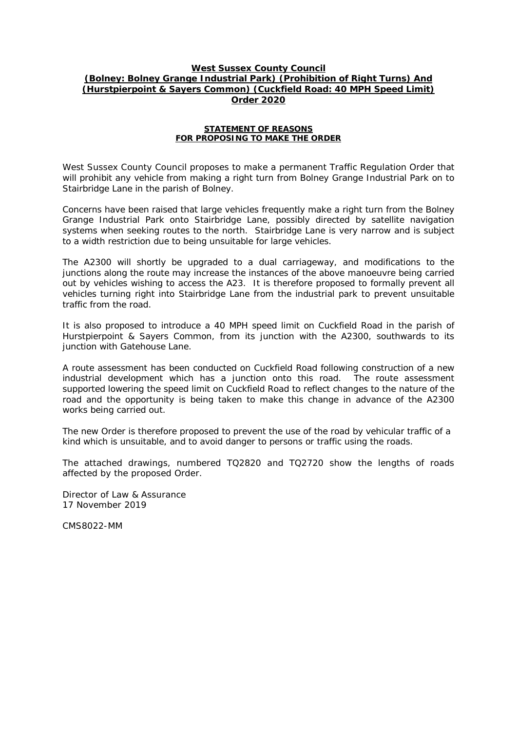**West Sussex County Council**
**(Bolney: Bolney Grange Industrial Park) (Prohibition of Right Turns) And (Hurstpierpoint & Sayers Common) (Cuckfield Road: 40 MPH Speed Limit) Order 2020**

**STATEMENT OF REASONS FOR PROPOSING TO MAKE THE ORDER**

West Sussex County Council proposes to make a permanent Traffic Regulation Order that will prohibit any vehicle from making a right turn from Bolney Grange Industrial Park on to Stairbridge Lane in the parish of Bolney.

Concerns have been raised that large vehicles frequently make a right turn from the Bolney Grange Industrial Park onto Stairbridge Lane, possibly directed by satellite navigation systems when seeking routes to the north. Stairbridge Lane is very narrow and is subject to a width restriction due to being unsuitable for large vehicles.

The A2300 will shortly be upgraded to a dual carriageway, and modifications to the junctions along the route may increase the instances of the above manoeuvre being carried out by vehicles wishing to access the A23. It is therefore proposed to formally prevent all vehicles turning right into Stairbridge Lane from the industrial park to prevent unsuitable traffic from the road.

It is also proposed to introduce a 40 MPH speed limit on Cuckfield Road in the parish of Hurstpierpoint & Sayers Common, from its junction with the A2300, southwards to its junction with Gatehouse Lane.

A route assessment has been conducted on Cuckfield Road following construction of a new industrial development which has a junction onto this road. The route assessment supported lowering the speed limit on Cuckfield Road to reflect changes to the nature of the road and the opportunity is being taken to make this change in advance of the A2300 works being carried out.

The new Order is therefore proposed to prevent the use of the road by vehicular traffic of a kind which is unsuitable, and to avoid danger to persons or traffic using the roads.

The attached drawings, numbered TQ2820 and TQ2720 show the lengths of roads affected by the proposed Order.

Director of Law & Assurance
17 November 2019

CMS8022-MM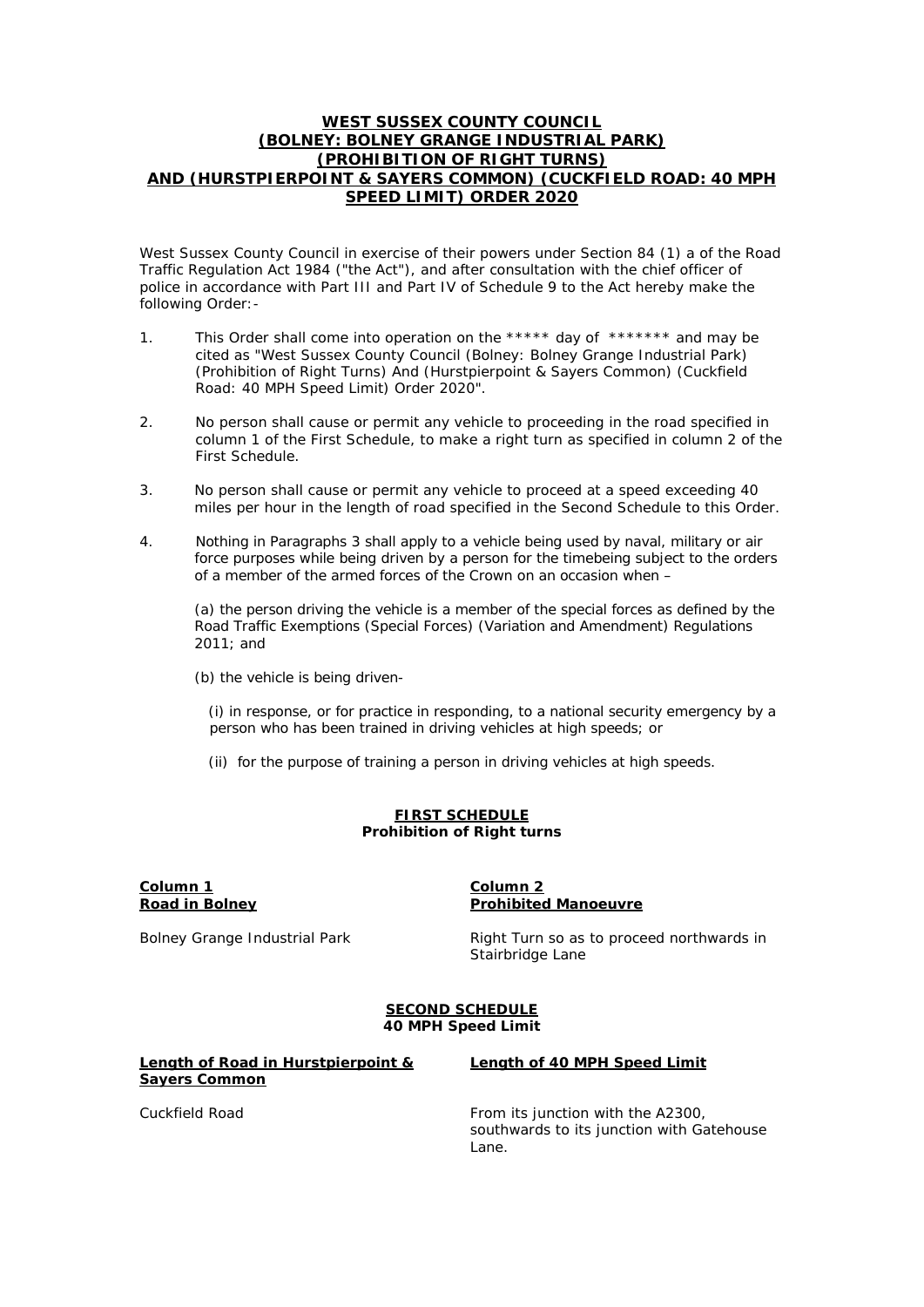# WEST SUSSEX COUNTY COUNCIL (BOLNEY: BOLNEY GRANGE INDUSTRIAL PARK) (PROHIBITION OF RIGHT TURNS) AND (HURSTPIERPOINT & SAYERS COMMON) (CUCKFIELD ROAD: 40 MPH SPEED LIMIT) ORDER 2020

West Sussex County Council in exercise of their powers under Section 84 (1) a of the Road Traffic Regulation Act 1984 ("the Act"), and after consultation with the chief officer of police in accordance with Part III and Part IV of Schedule 9 to the Act hereby make the following Order:-

1. This Order shall come into operation on the ***** day of ******* and may be cited as "West Sussex County Council (Bolney: Bolney Grange Industrial Park) (Prohibition of Right Turns) And (Hurstpierpoint & Sayers Common) (Cuckfield Road: 40 MPH Speed Limit) Order 2020".

2. No person shall cause or permit any vehicle to proceeding in the road specified in column 1 of the First Schedule, to make a right turn as specified in column 2 of the First Schedule.

3. No person shall cause or permit any vehicle to proceed at a speed exceeding 40 miles per hour in the length of road specified in the Second Schedule to this Order.

4. Nothing in Paragraphs 3 shall apply to a vehicle being used by naval, military or air force purposes while being driven by a person for the timebeing subject to the orders of a member of the armed forces of the Crown on an occasion when –

   (a) the person driving the vehicle is a member of the special forces as defined by the Road Traffic Exemptions (Special Forces) (Variation and Amendment) Regulations 2011; and

   (b) the vehicle is being driven-

   (i) in response, or for practice in responding, to a national security emergency by a person who has been trained in driving vehicles at high speeds; or

   (ii) for the purpose of training a person in driving vehicles at high speeds.

## FIRST SCHEDULE
**Prohibition of Right turns**

| Column 1<br>Road in Bolney | Column 2<br>Prohibited Manoeuvre |
|---|---|
| Bolney Grange Industrial Park | Right Turn so as to proceed northwards in Stairbridge Lane |

## SECOND SCHEDULE
**40 MPH Speed Limit**

| Length of Road in Hurstpierpoint & Sayers Common | Length of 40 MPH Speed Limit |
|---|---|
| Cuckfield Road | From its junction with the A2300, southwards to its junction with Gatehouse Lane. |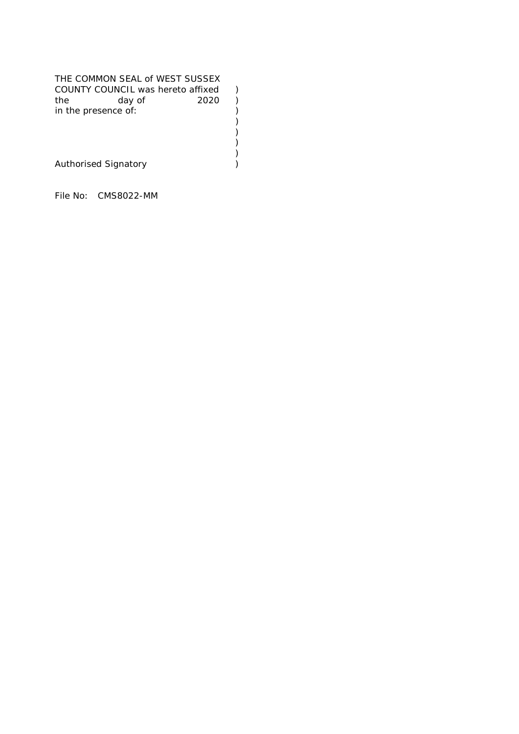THE COMMON SEAL of WEST SUSSEX
COUNTY COUNCIL was hereto affixed )
the day of 2020 )
in the presence of: )
)
)
)
)
Authorised Signatory )

File No: CMS8022-MM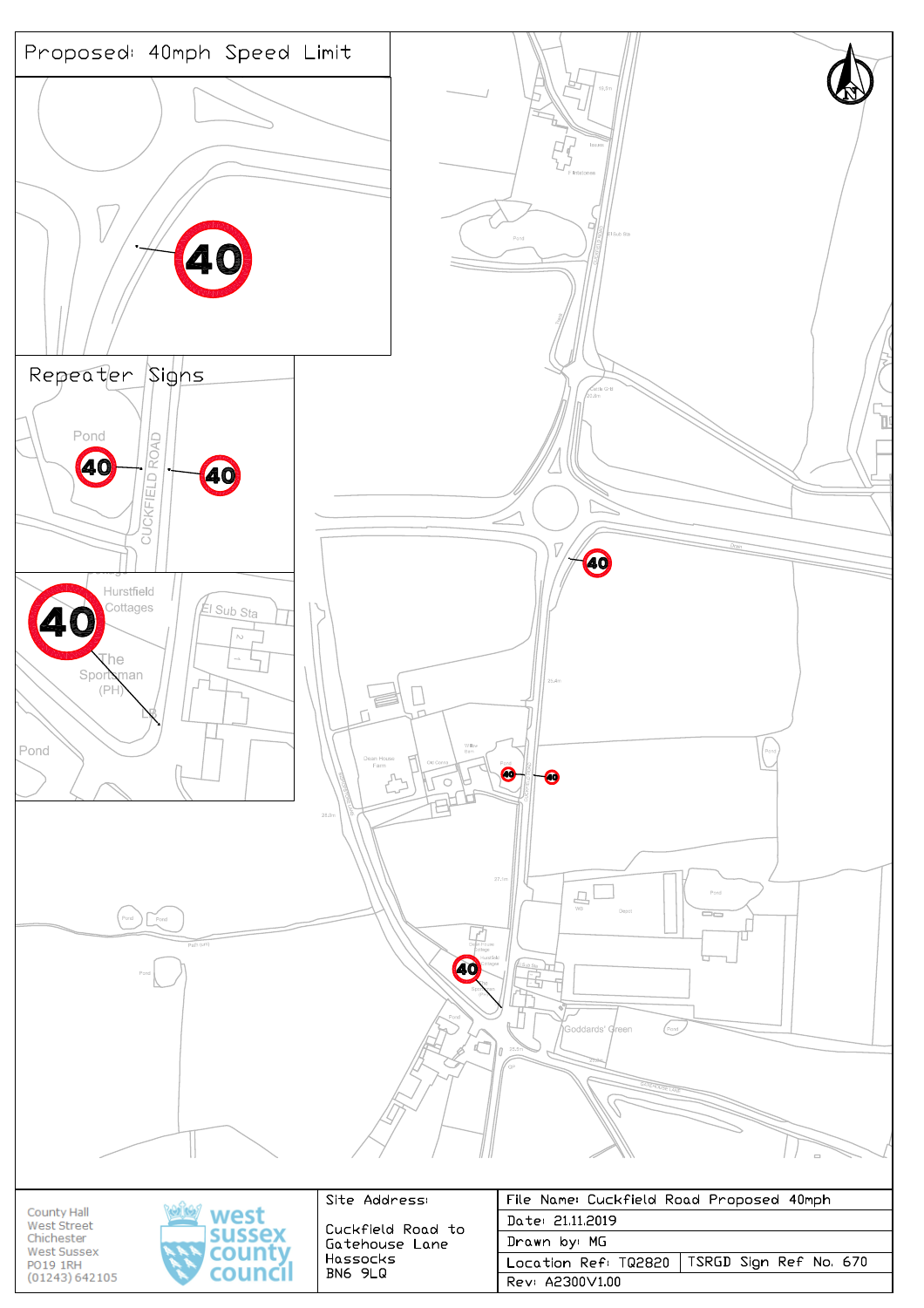## Proposed: 40mph Speed Limit

## Repeater Signs

Pond

CUCKFIELD ROAD

Hurstfield Cottages

El Sub Sta

The Sportsman (PH)

Pond

Goddards' Green

---

County Hall
West Street
Chichester
West Sussex
PO19 1RH
(01243) 642105

west sussex county council

| Site Address: | File Name: Cuckfield Road Proposed 40mph | |
|---|---|---|
| Cuckfield Road to Gatehouse Lane Hassocks BN6 9LQ | Date: 21.11.2019 | |
| | Drawn by: MG | |
| | Location Ref: TQ2820 | TSRGD Sign Ref No. 670 |
| | Rev: A2300V1.00 | |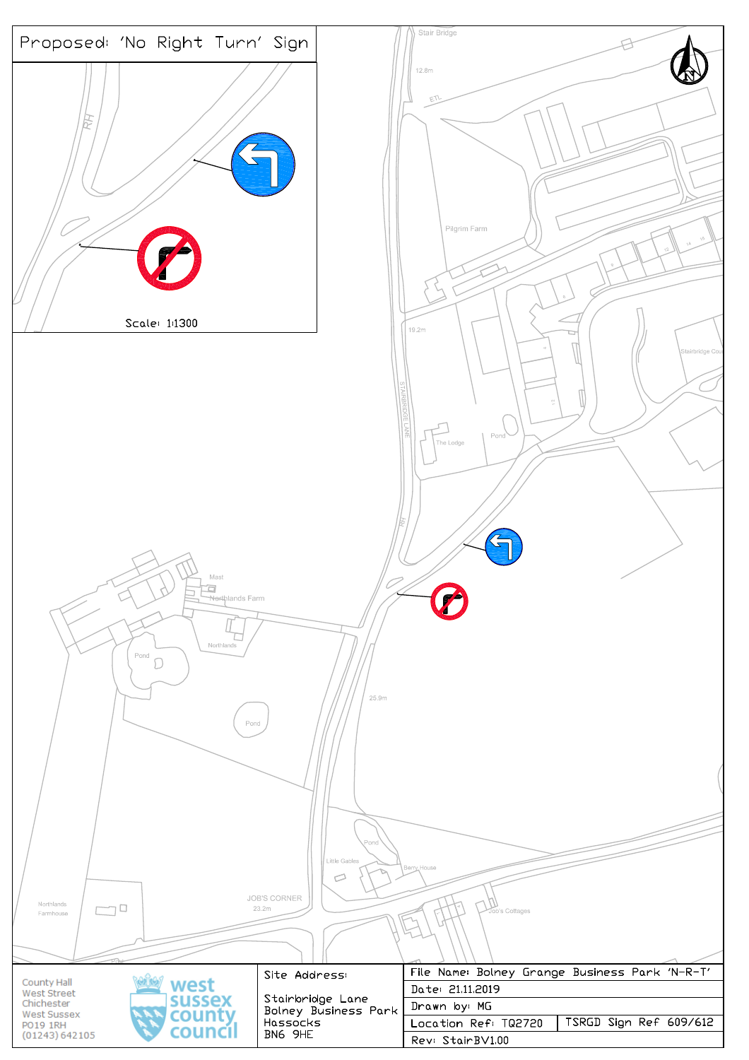# Proposed: 'No Right Turn' Sign

Scale: 1:1300

Stair Bridge

12.8m

ETL

Pilgrim Farm

19.2m

STAIRBRIDGE LANE

The Lodge

Pond

Stairbridge Court

RH

Mast

Northlands Farm

Northlands

Pond

Pond

25.9m

Pond

Little Gables

Berry House

Job's Cottages

JOB'S CORNER

23.2m

Northlands Farmhouse

County Hall
West Street
Chichester
West Sussex
PO19 1RH
(01243) 642105

west sussex county council

| | | |
|---|---|---|
| Site Address: Stairbridge Lane Bolney Business Park Hassocks BN6 9HE | File Name: Bolney Grange Business Park 'N-R-T' | |
| | Date: 21.11.2019 | |
| | Drawn by: MG | |
| | Location Ref: TQ2720 | TSRGD Sign Ref 609/612 |
| | Rev: StairBV1.00 | |